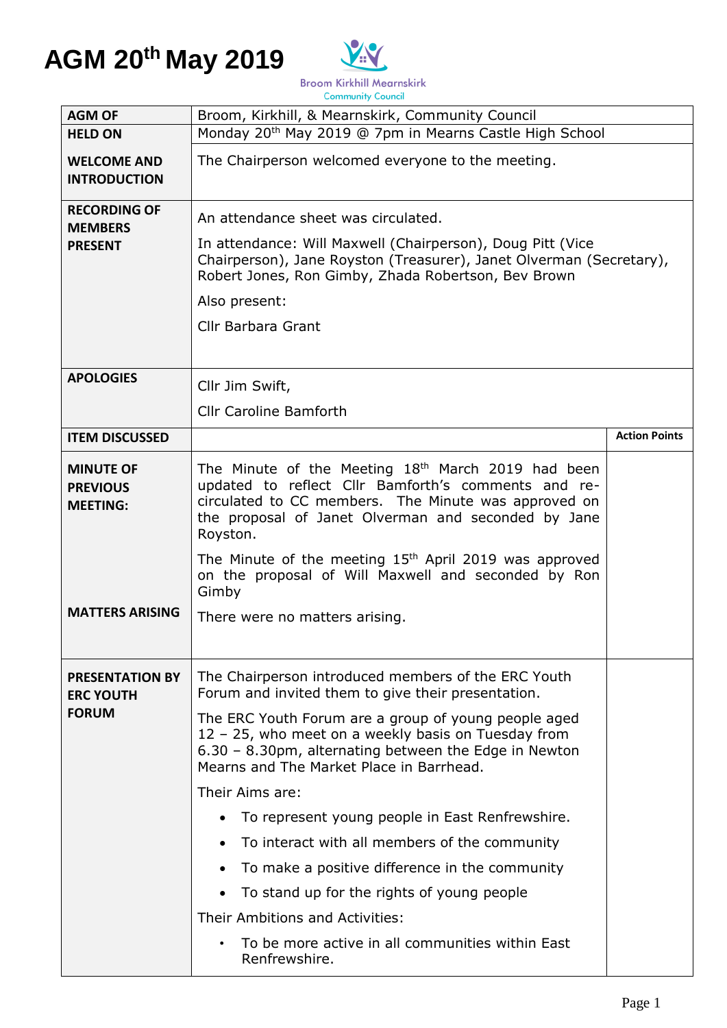# AGM 20th May 2019

Broom Kirkhill Mearnskirk
Community Council

| AGM OF | Broom, Kirkhill, & Mearnskirk, Community Council | |
|---|---|---|
| **HELD ON** | Monday 20th May 2019 @ 7pm in Mearns Castle High School | |
| **WELCOME AND INTRODUCTION** | The Chairperson welcomed everyone to the meeting. | |
| **RECORDING OF MEMBERS PRESENT** | An attendance sheet was circulated.<br><br>In attendance: Will Maxwell (Chairperson), Doug Pitt (Vice Chairperson), Jane Royston (Treasurer), Janet Olverman (Secretary), Robert Jones, Ron Gimby, Zhada Robertson, Bev Brown<br><br>Also present:<br><br>Cllr Barbara Grant | |
| **APOLOGIES** | Cllr Jim Swift,<br><br>Cllr Caroline Bamforth | |
| **ITEM DISCUSSED** | | **Action Points** |
| **MINUTE OF PREVIOUS MEETING:** | The Minute of the Meeting 18th March 2019 had been updated to reflect Cllr Bamforth's comments and re-circulated to CC members. The Minute was approved on the proposal of Janet Olverman and seconded by Jane Royston.<br><br>The Minute of the meeting 15th April 2019 was approved on the proposal of Will Maxwell and seconded by Ron Gimby | |
| **MATTERS ARISING** | There were no matters arising. | |
| **PRESENTATION BY ERC YOUTH FORUM** | The Chairperson introduced members of the ERC Youth Forum and invited them to give their presentation.<br><br>The ERC Youth Forum are a group of young people aged 12 – 25, who meet on a weekly basis on Tuesday from 6.30 – 8.30pm, alternating between the Edge in Newton Mearns and The Market Place in Barrhead.<br><br>Their Aims are:<br><br>• To represent young people in East Renfrewshire.<br>• To interact with all members of the community<br>• To make a positive difference in the community<br>• To stand up for the rights of young people<br><br>Their Ambitions and Activities:<br><br>• To be more active in all communities within East Renfrewshire. | |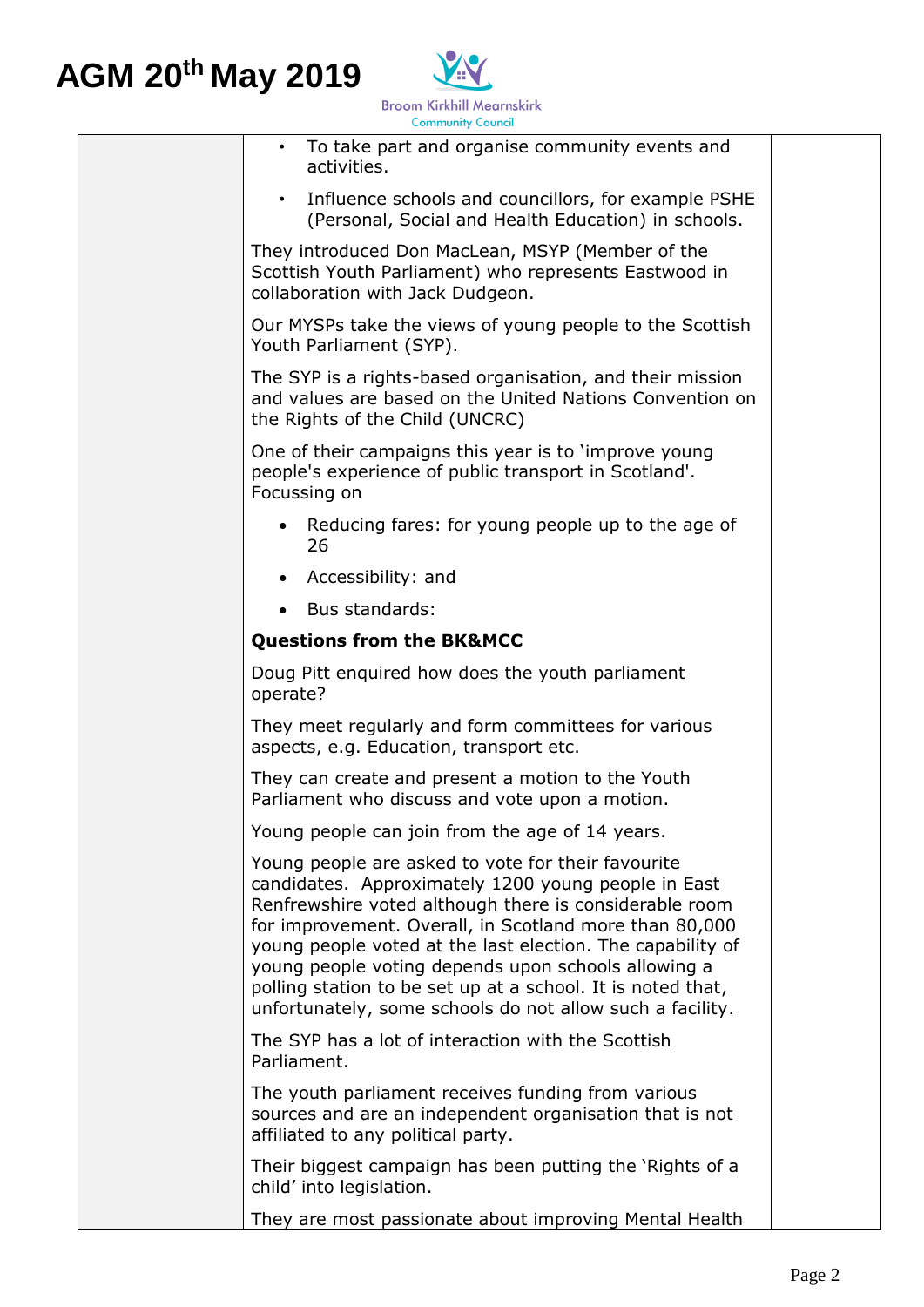| | | |
|---|---|---|
| | • To take part and organise community events and activities.<br>• Influence schools and councillors, for example PSHE (Personal, Social and Health Education) in schools.<br><br>They introduced Don MacLean, MSYP (Member of the Scottish Youth Parliament) who represents Eastwood in collaboration with Jack Dudgeon.<br><br>Our MYSPs take the views of young people to the Scottish Youth Parliament (SYP).<br><br>The SYP is a rights-based organisation, and their mission and values are based on the United Nations Convention on the Rights of the Child (UNCRC)<br><br>One of their campaigns this year is to 'improve young people's experience of public transport in Scotland'. Focussing on<br><br>• Reducing fares: for young people up to the age of 26<br>• Accessibility: and<br>• Bus standards:<br><br>**Questions from the BK&MCC**<br><br>Doug Pitt enquired how does the youth parliament operate?<br><br>They meet regularly and form committees for various aspects, e.g. Education, transport etc.<br><br>They can create and present a motion to the Youth Parliament who discuss and vote upon a motion.<br><br>Young people can join from the age of 14 years.<br><br>Young people are asked to vote for their favourite candidates. Approximately 1200 young people in East Renfrewshire voted although there is considerable room for improvement. Overall, in Scotland more than 80,000 young people voted at the last election. The capability of young people voting depends upon schools allowing a polling station to be set up at a school. It is noted that, unfortunately, some schools do not allow such a facility.<br><br>The SYP has a lot of interaction with the Scottish Parliament.<br><br>The youth parliament receives funding from various sources and are an independent organisation that is not affiliated to any political party.<br><br>Their biggest campaign has been putting the 'Rights of a child' into legislation.<br><br>They are most passionate about improving Mental Health | |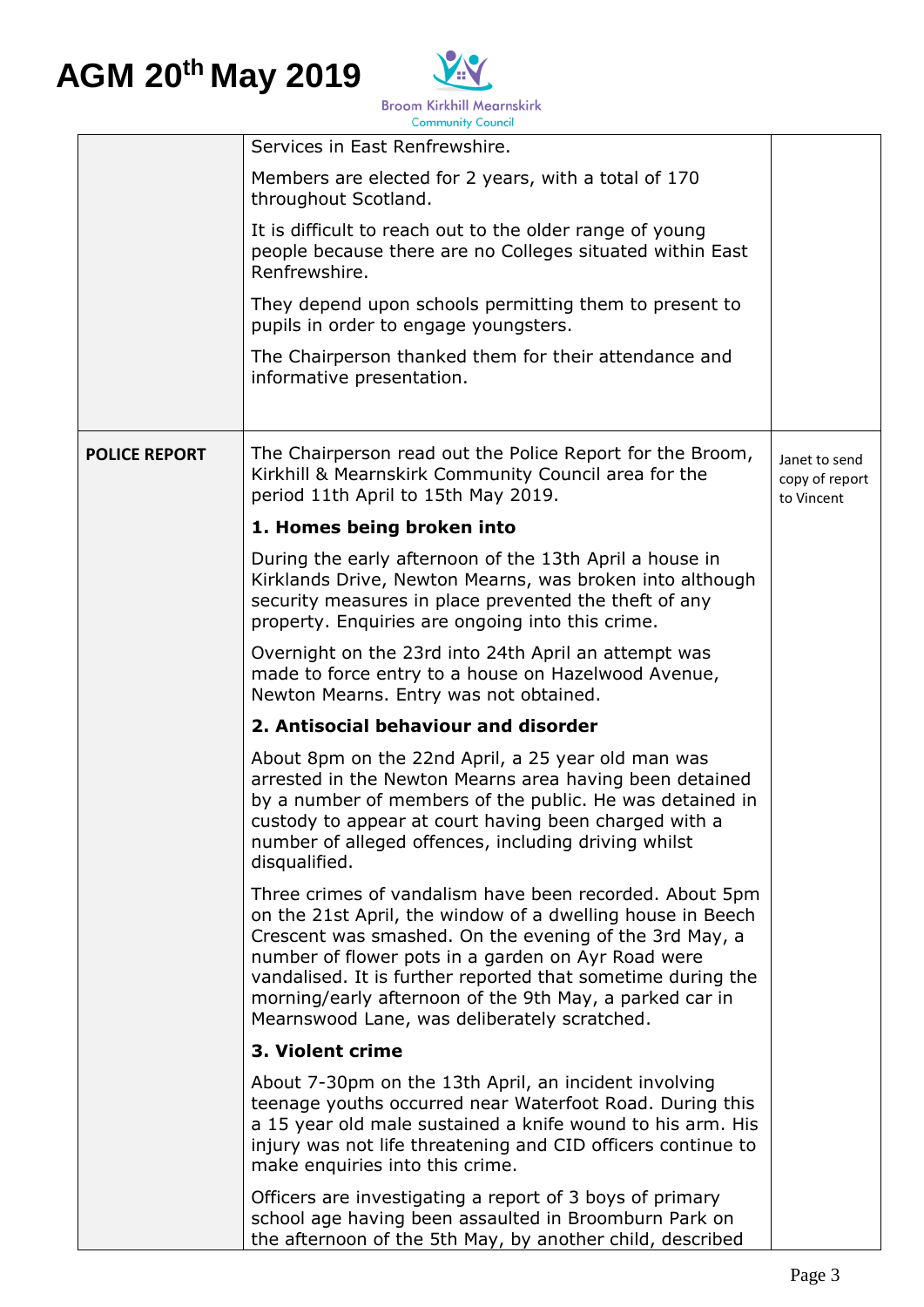# AGM 20th May 2019

| | | |
|---|---|---|
| | Services in East Renfrewshire.<br><br>Members are elected for 2 years, with a total of 170 throughout Scotland.<br><br>It is difficult to reach out to the older range of young people because there are no Colleges situated within East Renfrewshire.<br><br>They depend upon schools permitting them to present to pupils in order to engage youngsters.<br><br>The Chairperson thanked them for their attendance and informative presentation. | |
| **POLICE REPORT** | The Chairperson read out the Police Report for the Broom, Kirkhill & Mearnskirk Community Council area for the period 11th April to 15th May 2019.<br><br>**1. Homes being broken into**<br><br>During the early afternoon of the 13th April a house in Kirklands Drive, Newton Mearns, was broken into although security measures in place prevented the theft of any property. Enquiries are ongoing into this crime.<br><br>Overnight on the 23rd into 24th April an attempt was made to force entry to a house on Hazelwood Avenue, Newton Mearns. Entry was not obtained.<br><br>**2. Antisocial behaviour and disorder**<br><br>About 8pm on the 22nd April, a 25 year old man was arrested in the Newton Mearns area having been detained by a number of members of the public. He was detained in custody to appear at court having been charged with a number of alleged offences, including driving whilst disqualified.<br><br>Three crimes of vandalism have been recorded. About 5pm on the 21st April, the window of a dwelling house in Beech Crescent was smashed. On the evening of the 3rd May, a number of flower pots in a garden on Ayr Road were vandalised. It is further reported that sometime during the morning/early afternoon of the 9th May, a parked car in Mearnswood Lane, was deliberately scratched.<br><br>**3. Violent crime**<br><br>About 7-30pm on the 13th April, an incident involving teenage youths occurred near Waterfoot Road. During this a 15 year old male sustained a knife wound to his arm. His injury was not life threatening and CID officers continue to make enquiries into this crime.<br><br>Officers are investigating a report of 3 boys of primary school age having been assaulted in Broomburn Park on the afternoon of the 5th May, by another child, described | Janet to send copy of report to Vincent |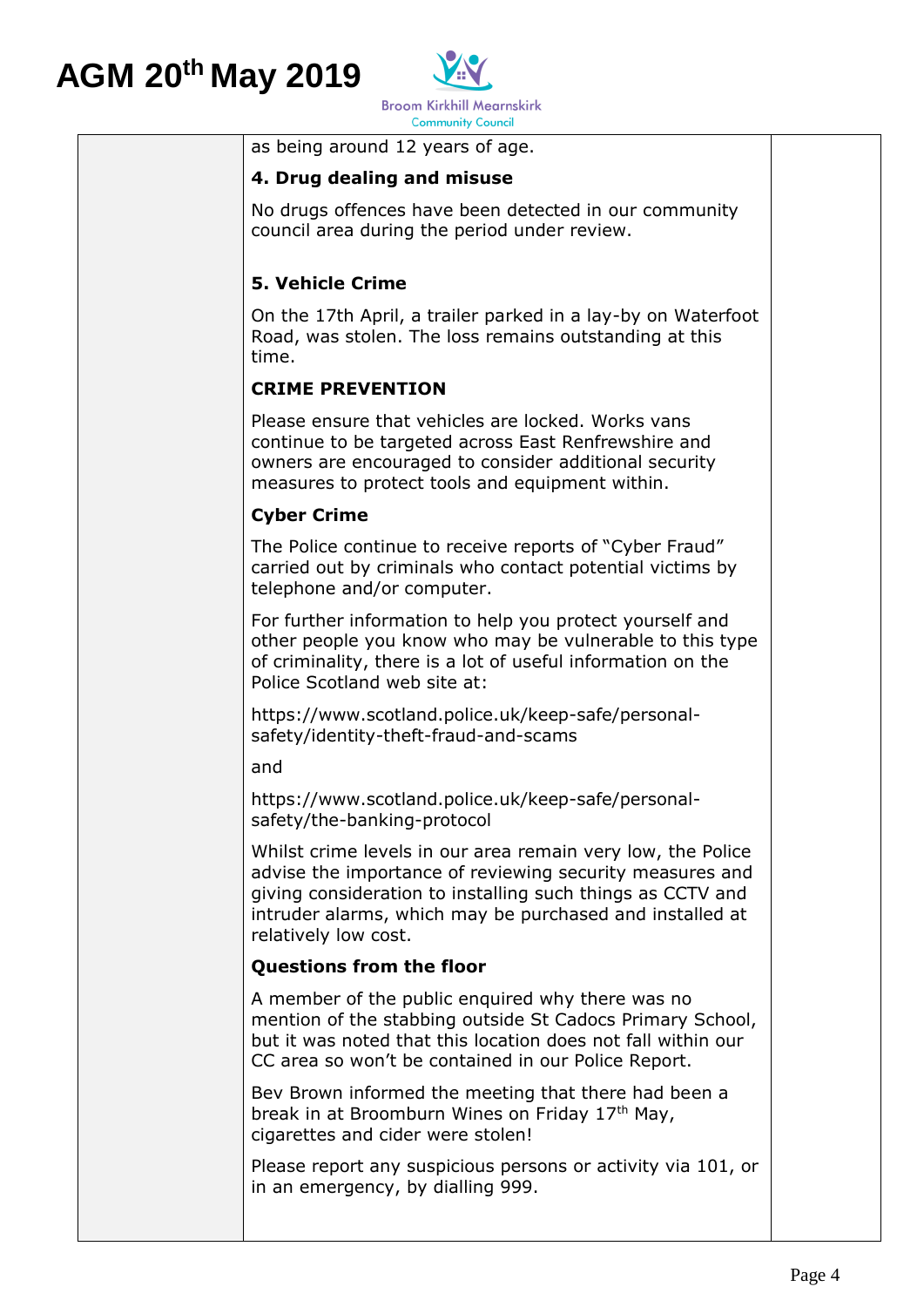as being around 12 years of age.

**4. Drug dealing and misuse**

No drugs offences have been detected in our community council area during the period under review.

**5. Vehicle Crime**

On the 17th April, a trailer parked in a lay-by on Waterfoot Road, was stolen. The loss remains outstanding at this time.

**CRIME PREVENTION**

Please ensure that vehicles are locked. Works vans continue to be targeted across East Renfrewshire and owners are encouraged to consider additional security measures to protect tools and equipment within.

**Cyber Crime**

The Police continue to receive reports of "Cyber Fraud" carried out by criminals who contact potential victims by telephone and/or computer.

For further information to help you protect yourself and other people you know who may be vulnerable to this type of criminality, there is a lot of useful information on the Police Scotland web site at:

https://www.scotland.police.uk/keep-safe/personal-safety/identity-theft-fraud-and-scams

and

https://www.scotland.police.uk/keep-safe/personal-safety/the-banking-protocol

Whilst crime levels in our area remain very low, the Police advise the importance of reviewing security measures and giving consideration to installing such things as CCTV and intruder alarms, which may be purchased and installed at relatively low cost.

**Questions from the floor**

A member of the public enquired why there was no mention of the stabbing outside St Cadocs Primary School, but it was noted that this location does not fall within our CC area so won't be contained in our Police Report.

Bev Brown informed the meeting that there had been a break in at Broomburn Wines on Friday 17th May, cigarettes and cider were stolen!

Please report any suspicious persons or activity via 101, or in an emergency, by dialling 999.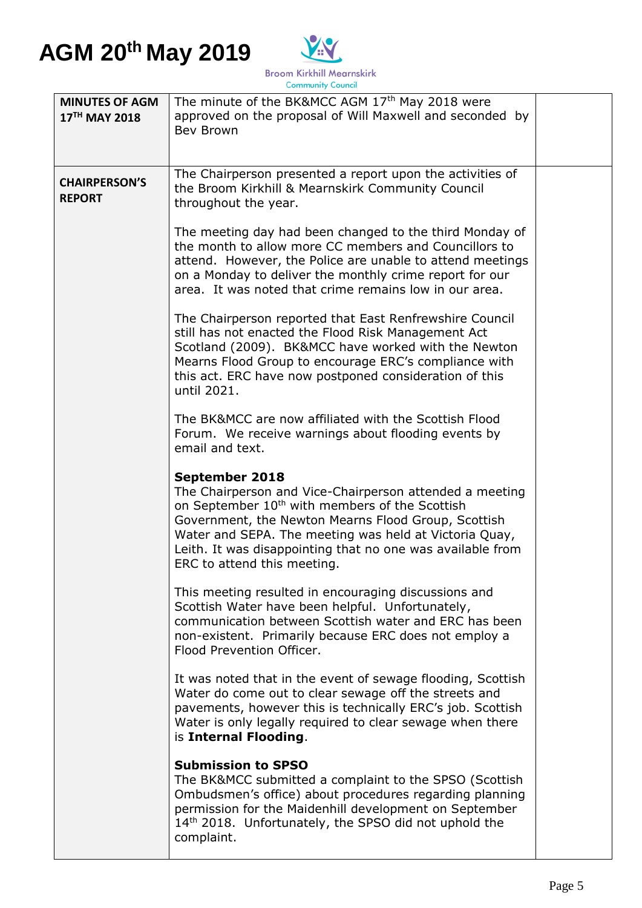# AGM 20th May 2019

Broom Kirkhill Mearnskirk Community Council

| | | |
|---|---|---|
| **MINUTES OF AGM 17TH MAY 2018** | The minute of the BK&MCC AGM 17th May 2018 were approved on the proposal of Will Maxwell and seconded by Bev Brown | |
| **CHAIRPERSON'S REPORT** | The Chairperson presented a report upon the activities of the Broom Kirkhill & Mearnskirk Community Council throughout the year.<br><br>The meeting day had been changed to the third Monday of the month to allow more CC members and Councillors to attend. However, the Police are unable to attend meetings on a Monday to deliver the monthly crime report for our area. It was noted that crime remains low in our area.<br><br>The Chairperson reported that East Renfrewshire Council still has not enacted the Flood Risk Management Act Scotland (2009). BK&MCC have worked with the Newton Mearns Flood Group to encourage ERC's compliance with this act. ERC have now postponed consideration of this until 2021.<br><br>The BK&MCC are now affiliated with the Scottish Flood Forum. We receive warnings about flooding events by email and text.<br><br>**September 2018**<br>The Chairperson and Vice-Chairperson attended a meeting on September 10th with members of the Scottish Government, the Newton Mearns Flood Group, Scottish Water and SEPA. The meeting was held at Victoria Quay, Leith. It was disappointing that no one was available from ERC to attend this meeting.<br><br>This meeting resulted in encouraging discussions and Scottish Water have been helpful. Unfortunately, communication between Scottish water and ERC has been non-existent. Primarily because ERC does not employ a Flood Prevention Officer.<br><br>It was noted that in the event of sewage flooding, Scottish Water do come out to clear sewage off the streets and pavements, however this is technically ERC's job. Scottish Water is only legally required to clear sewage when there is **Internal Flooding**.<br><br>**Submission to SPSO**<br>The BK&MCC submitted a complaint to the SPSO (Scottish Ombudsmen's office) about procedures regarding planning permission for the Maidenhill development on September 14th 2018. Unfortunately, the SPSO did not uphold the complaint. | |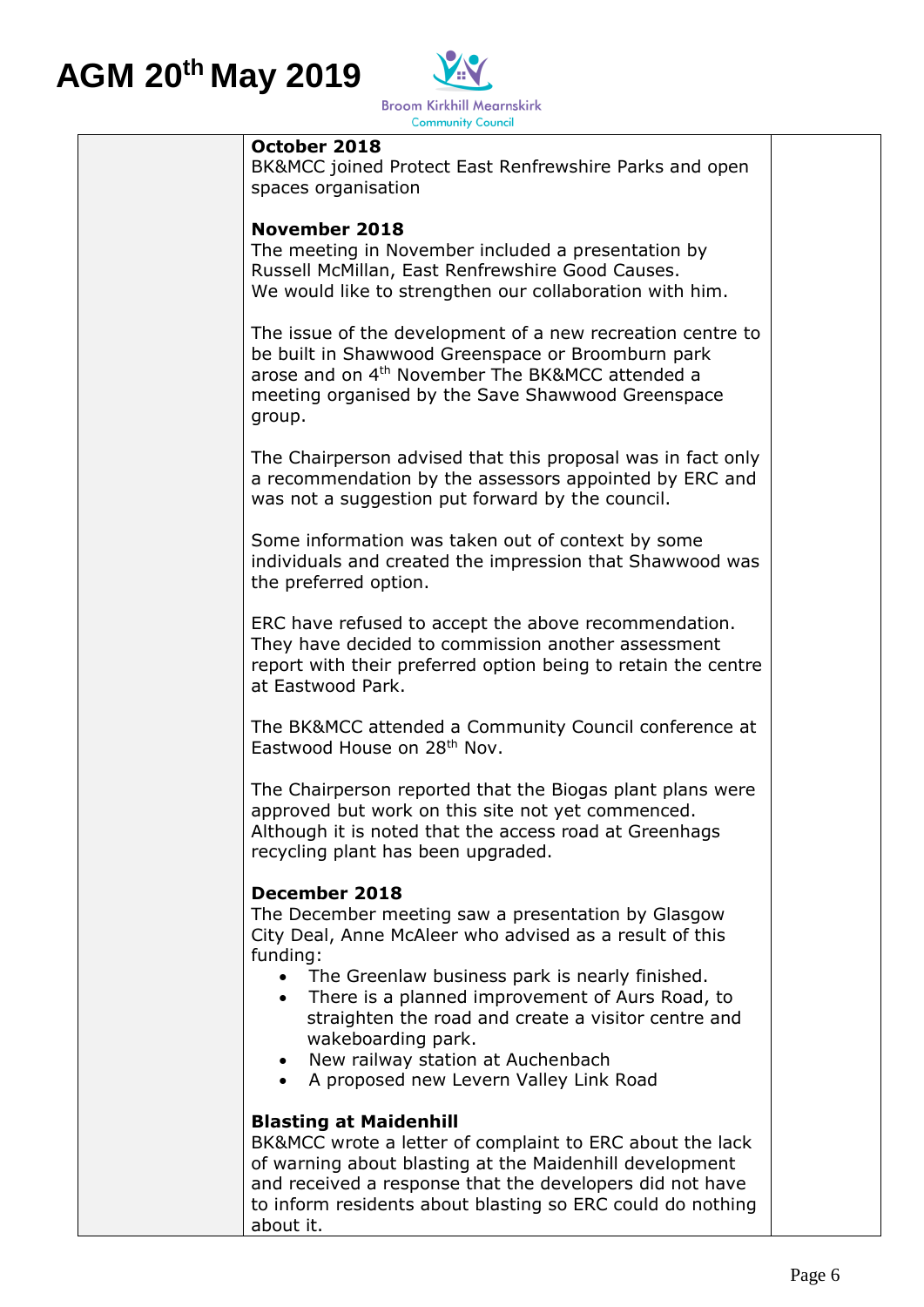**October 2018**
BK&MCC joined Protect East Renfrewshire Parks and open spaces organisation

**November 2018**
The meeting in November included a presentation by Russell McMillan, East Renfrewshire Good Causes.
We would like to strengthen our collaboration with him.

The issue of the development of a new recreation centre to be built in Shawwood Greenspace or Broomburn park arose and on 4th November The BK&MCC attended a meeting organised by the Save Shawwood Greenspace group.

The Chairperson advised that this proposal was in fact only a recommendation by the assessors appointed by ERC and was not a suggestion put forward by the council.

Some information was taken out of context by some individuals and created the impression that Shawwood was the preferred option.

ERC have refused to accept the above recommendation. They have decided to commission another assessment report with their preferred option being to retain the centre at Eastwood Park.

The BK&MCC attended a Community Council conference at Eastwood House on 28th Nov.

The Chairperson reported that the Biogas plant plans were approved but work on this site not yet commenced. Although it is noted that the access road at Greenhags recycling plant has been upgraded.

**December 2018**
The December meeting saw a presentation by Glasgow City Deal, Anne McAleer who advised as a result of this funding:

- The Greenlaw business park is nearly finished.
- There is a planned improvement of Aurs Road, to straighten the road and create a visitor centre and wakeboarding park.
- New railway station at Auchenbach
- A proposed new Levern Valley Link Road

**Blasting at Maidenhill**
BK&MCC wrote a letter of complaint to ERC about the lack of warning about blasting at the Maidenhill development and received a response that the developers did not have to inform residents about blasting so ERC could do nothing about it.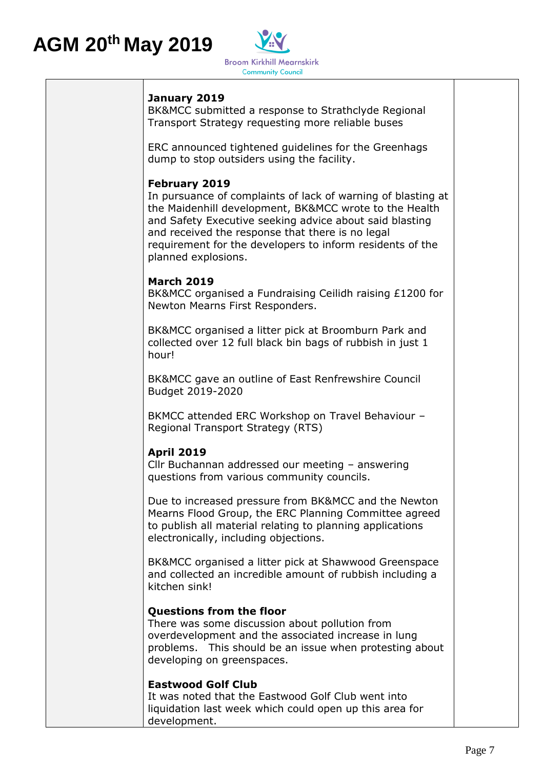# AGM 20th May 2019

Broom Kirkhill Mearnskirk Community Council

| | | |
|---|---|---|
| | **January 2019**<br>BK&MCC submitted a response to Strathclyde Regional Transport Strategy requesting more reliable buses<br><br>ERC announced tightened guidelines for the Greenhags dump to stop outsiders using the facility.<br><br>**February 2019**<br>In pursuance of complaints of lack of warning of blasting at the Maidenhill development, BK&MCC wrote to the Health and Safety Executive seeking advice about said blasting and received the response that there is no legal requirement for the developers to inform residents of the planned explosions.<br><br>**March 2019**<br>BK&MCC organised a Fundraising Ceilidh raising £1200 for Newton Mearns First Responders.<br><br>BK&MCC organised a litter pick at Broomburn Park and collected over 12 full black bin bags of rubbish in just 1 hour!<br><br>BK&MCC gave an outline of East Renfrewshire Council Budget 2019-2020<br><br>BKMCC attended ERC Workshop on Travel Behaviour – Regional Transport Strategy (RTS)<br><br>**April 2019**<br>Cllr Buchannan addressed our meeting – answering questions from various community councils.<br><br>Due to increased pressure from BK&MCC and the Newton Mearns Flood Group, the ERC Planning Committee agreed to publish all material relating to planning applications electronically, including objections.<br><br>BK&MCC organised a litter pick at Shawwood Greenspace and collected an incredible amount of rubbish including a kitchen sink!<br><br>**Questions from the floor**<br>There was some discussion about pollution from overdevelopment and the associated increase in lung problems. This should be an issue when protesting about developing on greenspaces.<br><br>**Eastwood Golf Club**<br>It was noted that the Eastwood Golf Club went into liquidation last week which could open up this area for development. | |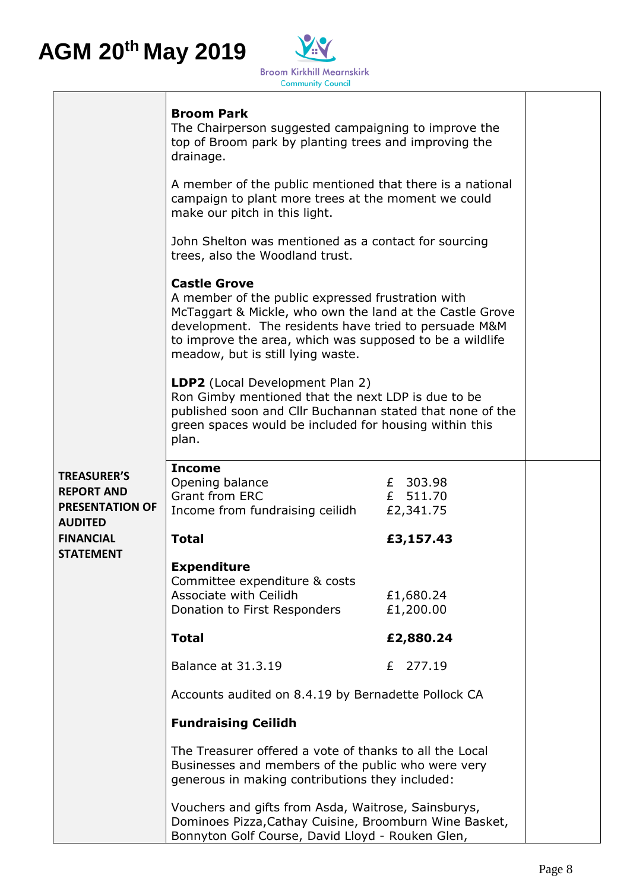# AGM 20th May 2019

Broom Kirkhill Mearnskirk Community Council

| | | |
|---|---|---|
| | **Broom Park**<br>The Chairperson suggested campaigning to improve the top of Broom park by planting trees and improving the drainage.<br><br>A member of the public mentioned that there is a national campaign to plant more trees at the moment we could make our pitch in this light.<br><br>John Shelton was mentioned as a contact for sourcing trees, also the Woodland trust.<br><br>**Castle Grove**<br>A member of the public expressed frustration with McTaggart & Mickle, who own the land at the Castle Grove development. The residents have tried to persuade M&M to improve the area, which was supposed to be a wildlife meadow, but is still lying waste.<br><br>**LDP2** (Local Development Plan 2)<br>Ron Gimby mentioned that the next LDP is due to be published soon and Cllr Buchannan stated that none of the green spaces would be included for housing within this plan. | |
| **TREASURER'S REPORT AND PRESENTATION OF AUDITED FINANCIAL STATEMENT** | **Income**<br>Opening balance — £ 303.98<br>Grant from ERC — £ 511.70<br>Income from fundraising ceilidh — £2,341.75<br><br>**Total — £3,157.43**<br><br>**Expenditure**<br>Committee expenditure & costs<br>Associate with Ceilidh — £1,680.24<br>Donation to First Responders — £1,200.00<br><br>**Total — £2,880.24**<br><br>Balance at 31.3.19 — £ 277.19<br><br>Accounts audited on 8.4.19 by Bernadette Pollock CA<br><br>**Fundraising Ceilidh**<br><br>The Treasurer offered a vote of thanks to all the Local Businesses and members of the public who were very generous in making contributions they included:<br><br>Vouchers and gifts from Asda, Waitrose, Sainsburys, Dominoes Pizza,Cathay Cuisine, Broomburn Wine Basket, Bonnyton Golf Course, David Lloyd - Rouken Glen, | |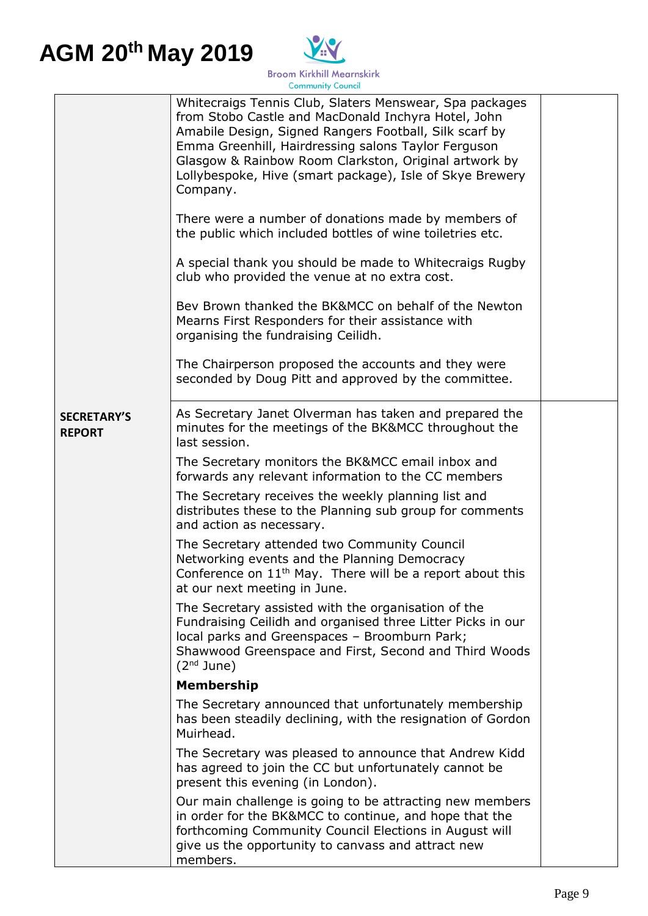# AGM 20th May 2019

Broom Kirkhill Mearnskirk Community Council

| | | |
|---|---|---|
| | Whitecraigs Tennis Club, Slaters Menswear, Spa packages from Stobo Castle and MacDonald Inchyra Hotel, John Amabile Design, Signed Rangers Football, Silk scarf by Emma Greenhill, Hairdressing salons Taylor Ferguson Glasgow & Rainbow Room Clarkston, Original artwork by Lollybespoke, Hive (smart package), Isle of Skye Brewery Company.<br><br>There were a number of donations made by members of the public which included bottles of wine toiletries etc.<br><br>A special thank you should be made to Whitecraigs Rugby club who provided the venue at no extra cost.<br><br>Bev Brown thanked the BK&MCC on behalf of the Newton Mearns First Responders for their assistance with organising the fundraising Ceilidh.<br><br>The Chairperson proposed the accounts and they were seconded by Doug Pitt and approved by the committee. | |
| **SECRETARY'S REPORT** | As Secretary Janet Olverman has taken and prepared the minutes for the meetings of the BK&MCC throughout the last session.<br><br>The Secretary monitors the BK&MCC email inbox and forwards any relevant information to the CC members<br><br>The Secretary receives the weekly planning list and distributes these to the Planning sub group for comments and action as necessary.<br><br>The Secretary attended two Community Council Networking events and the Planning Democracy Conference on 11th May. There will be a report about this at our next meeting in June.<br><br>The Secretary assisted with the organisation of the Fundraising Ceilidh and organised three Litter Picks in our local parks and Greenspaces – Broomburn Park; Shawwood Greenspace and First, Second and Third Woods (2nd June)<br><br>**Membership**<br><br>The Secretary announced that unfortunately membership has been steadily declining, with the resignation of Gordon Muirhead.<br><br>The Secretary was pleased to announce that Andrew Kidd has agreed to join the CC but unfortunately cannot be present this evening (in London).<br><br>Our main challenge is going to be attracting new members in order for the BK&MCC to continue, and hope that the forthcoming Community Council Elections in August will give us the opportunity to canvass and attract new members. | |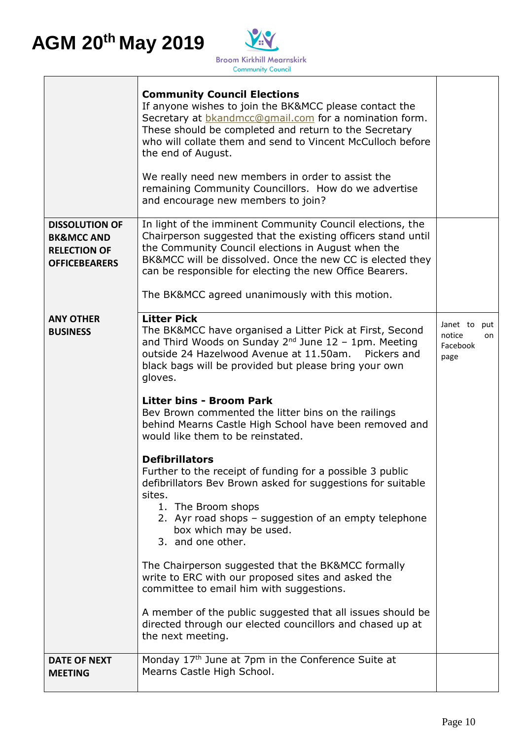# AGM 20th May 2019

Broom Kirkhill Mearnskirk Community Council

| | | |
|---|---|---|
| | **Community Council Elections**<br>If anyone wishes to join the BK&MCC please contact the Secretary at bkandmcc@gmail.com for a nomination form. These should be completed and return to the Secretary who will collate them and send to Vincent McCulloch before the end of August.<br><br>We really need new members in order to assist the remaining Community Councillors. How do we advertise and encourage new members to join? | |
| **DISSOLUTION OF BK&MCC AND RELECTION OF OFFICEBEARERS** | In light of the imminent Community Council elections, the Chairperson suggested that the existing officers stand until the Community Council elections in August when the BK&MCC will be dissolved. Once the new CC is elected they can be responsible for electing the new Office Bearers.<br><br>The BK&MCC agreed unanimously with this motion. | |
| **ANY OTHER BUSINESS** | **Litter Pick**<br>The BK&MCC have organised a Litter Pick at First, Second and Third Woods on Sunday 2nd June 12 – 1pm. Meeting outside 24 Hazelwood Avenue at 11.50am. Pickers and black bags will be provided but please bring your own gloves.<br><br>**Litter bins - Broom Park**<br>Bev Brown commented the litter bins on the railings behind Mearns Castle High School have been removed and would like them to be reinstated.<br><br>**Defibrillators**<br>Further to the receipt of funding for a possible 3 public defibrillators Bev Brown asked for suggestions for suitable sites.<br>1. The Broom shops<br>2. Ayr road shops – suggestion of an empty telephone box which may be used.<br>3. and one other.<br><br>The Chairperson suggested that the BK&MCC formally write to ERC with our proposed sites and asked the committee to email him with suggestions.<br><br>A member of the public suggested that all issues should be directed through our elected councillors and chased up at the next meeting. | Janet to put notice on Facebook page |
| **DATE OF NEXT MEETING** | Monday 17th June at 7pm in the Conference Suite at Mearns Castle High School. | |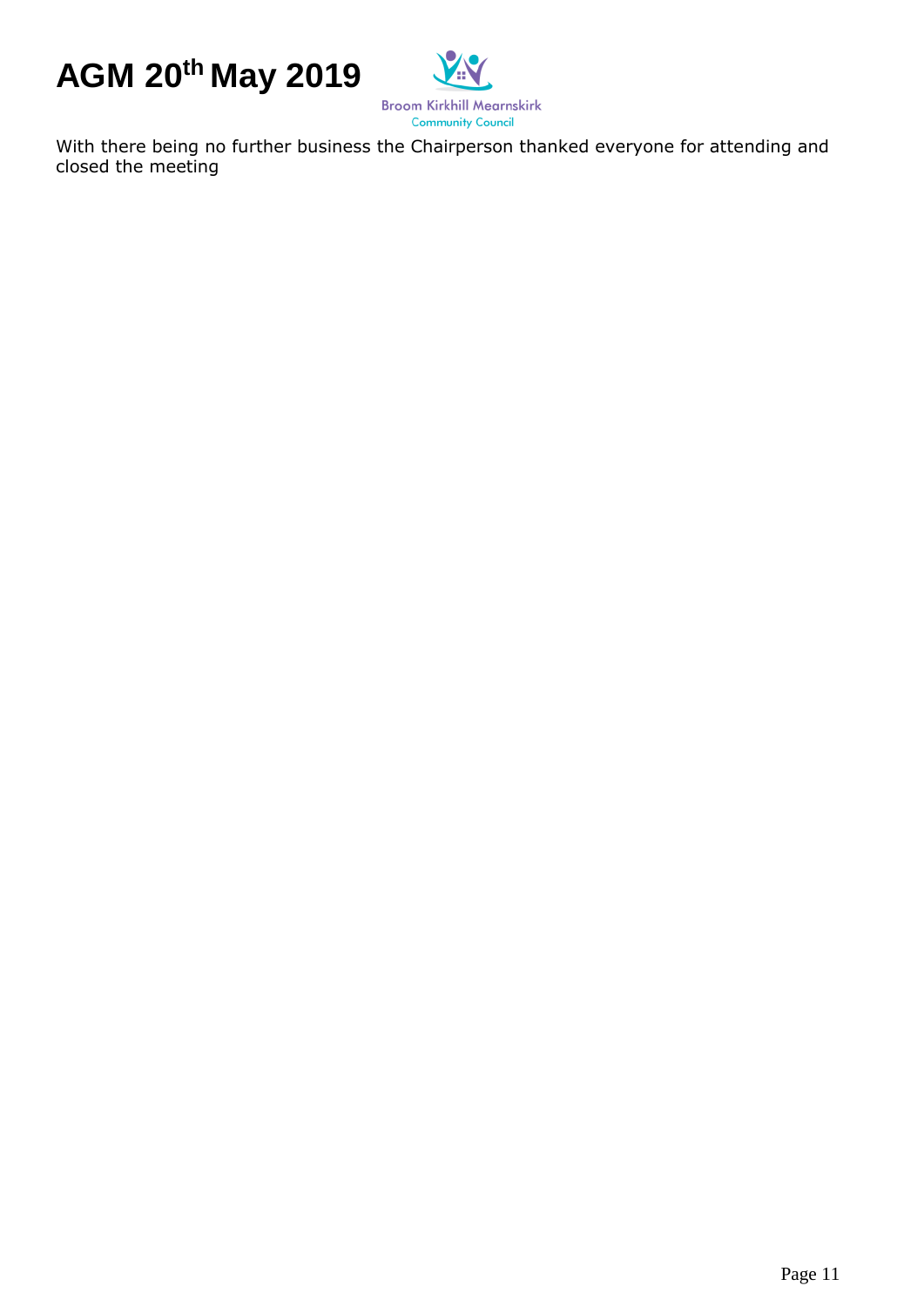With there being no further business the Chairperson thanked everyone for attending and closed the meeting